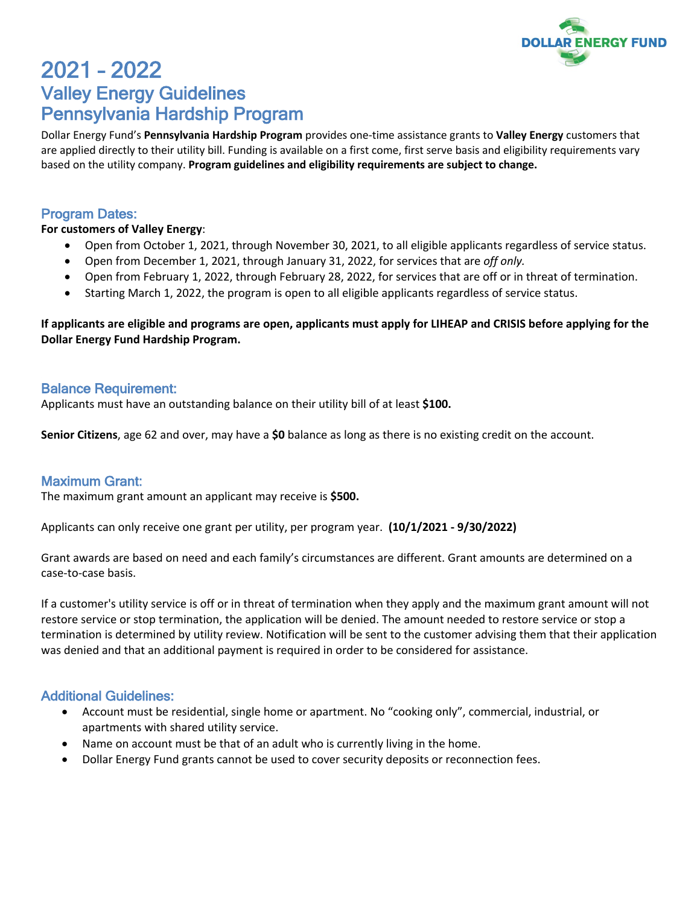DOLLAR ENERGY FUND

# 2021 – 2022
## Valley Energy Guidelines
## Pennsylvania Hardship Program

Dollar Energy Fund's **Pennsylvania Hardship Program** provides one-time assistance grants to **Valley Energy** customers that are applied directly to their utility bill. Funding is available on a first come, first serve basis and eligibility requirements vary based on the utility company. **Program guidelines and eligibility requirements are subject to change.**

### Program Dates:

**For customers of Valley Energy**:

- Open from October 1, 2021, through November 30, 2021, to all eligible applicants regardless of service status.
- Open from December 1, 2021, through January 31, 2022, for services that are *off only.*
- Open from February 1, 2022, through February 28, 2022, for services that are off or in threat of termination.
- Starting March 1, 2022, the program is open to all eligible applicants regardless of service status.

**If applicants are eligible and programs are open, applicants must apply for LIHEAP and CRISIS before applying for the Dollar Energy Fund Hardship Program.**

### Balance Requirement:

Applicants must have an outstanding balance on their utility bill of at least **$100.**

**Senior Citizens**, age 62 and over, may have a **$0** balance as long as there is no existing credit on the account.

### Maximum Grant:

The maximum grant amount an applicant may receive is **$500.**

Applicants can only receive one grant per utility, per program year. **(10/1/2021 - 9/30/2022)**

Grant awards are based on need and each family's circumstances are different. Grant amounts are determined on a case-to-case basis.

If a customer's utility service is off or in threat of termination when they apply and the maximum grant amount will not restore service or stop termination, the application will be denied. The amount needed to restore service or stop a termination is determined by utility review. Notification will be sent to the customer advising them that their application was denied and that an additional payment is required in order to be considered for assistance.

### Additional Guidelines:

- Account must be residential, single home or apartment. No "cooking only", commercial, industrial, or apartments with shared utility service.
- Name on account must be that of an adult who is currently living in the home.
- Dollar Energy Fund grants cannot be used to cover security deposits or reconnection fees.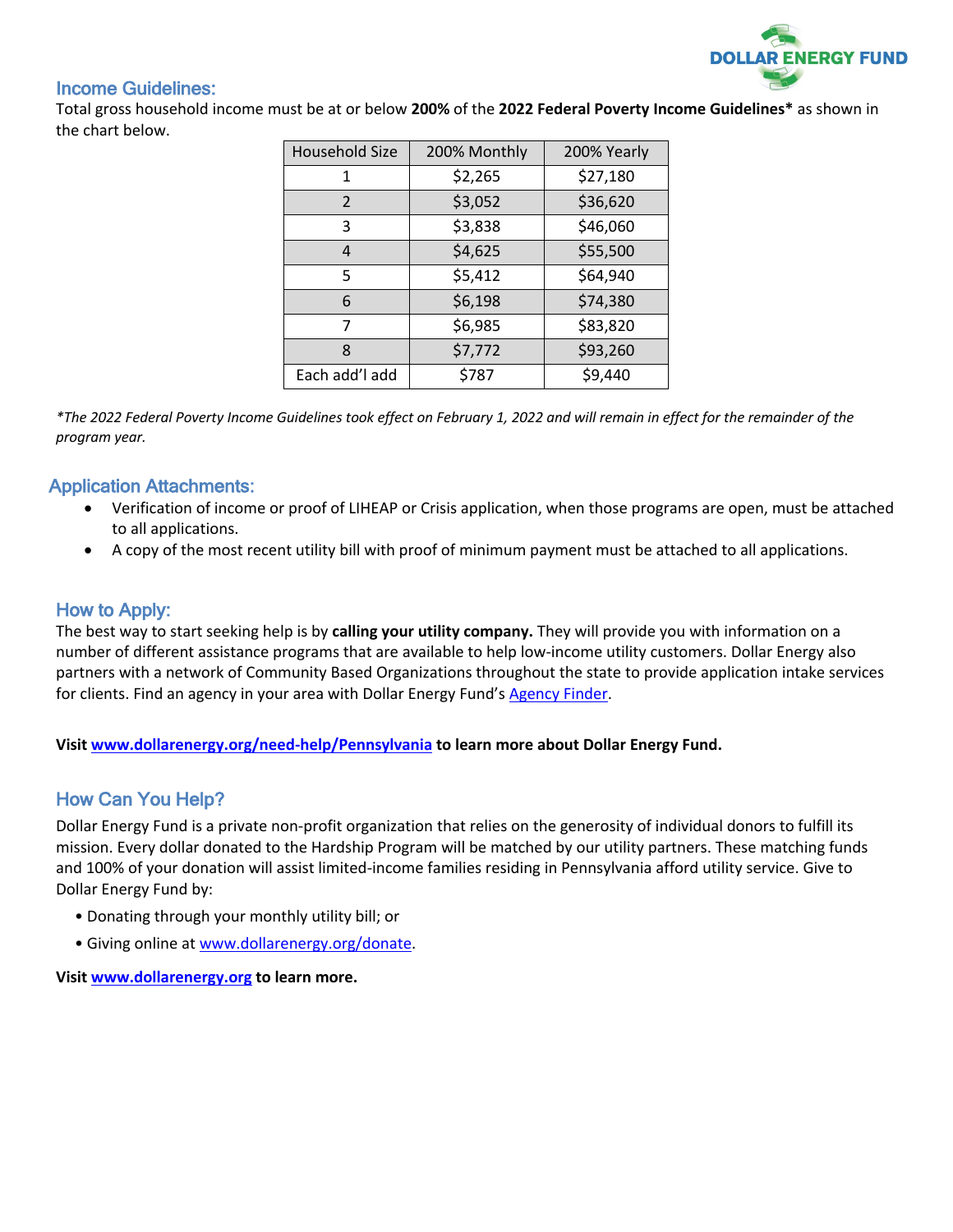## Income Guidelines:

Total gross household income must be at or below **200%** of the **2022 Federal Poverty Income Guidelines*** as shown in the chart below.

| Household Size | 200% Monthly | 200% Yearly |
|---|---|---|
| 1 | $2,265 | $27,180 |
| 2 | $3,052 | $36,620 |
| 3 | $3,838 | $46,060 |
| 4 | $4,625 | $55,500 |
| 5 | $5,412 | $64,940 |
| 6 | $6,198 | $74,380 |
| 7 | $6,985 | $83,820 |
| 8 | $7,772 | $93,260 |
| Each add'l add | $787 | $9,440 |

*\*The 2022 Federal Poverty Income Guidelines took effect on February 1, 2022 and will remain in effect for the remainder of the program year.*

## Application Attachments:

- Verification of income or proof of LIHEAP or Crisis application, when those programs are open, must be attached to all applications.
- A copy of the most recent utility bill with proof of minimum payment must be attached to all applications.

## How to Apply:

The best way to start seeking help is by **calling your utility company.** They will provide you with information on a number of different assistance programs that are available to help low-income utility customers. Dollar Energy also partners with a network of Community Based Organizations throughout the state to provide application intake services for clients. Find an agency in your area with Dollar Energy Fund's Agency Finder.

**Visit www.dollarenergy.org/need-help/Pennsylvania to learn more about Dollar Energy Fund.**

## How Can You Help?

Dollar Energy Fund is a private non-profit organization that relies on the generosity of individual donors to fulfill its mission. Every dollar donated to the Hardship Program will be matched by our utility partners. These matching funds and 100% of your donation will assist limited-income families residing in Pennsylvania afford utility service. Give to Dollar Energy Fund by:

- Donating through your monthly utility bill; or
- Giving online at www.dollarenergy.org/donate.

**Visit www.dollarenergy.org to learn more.**